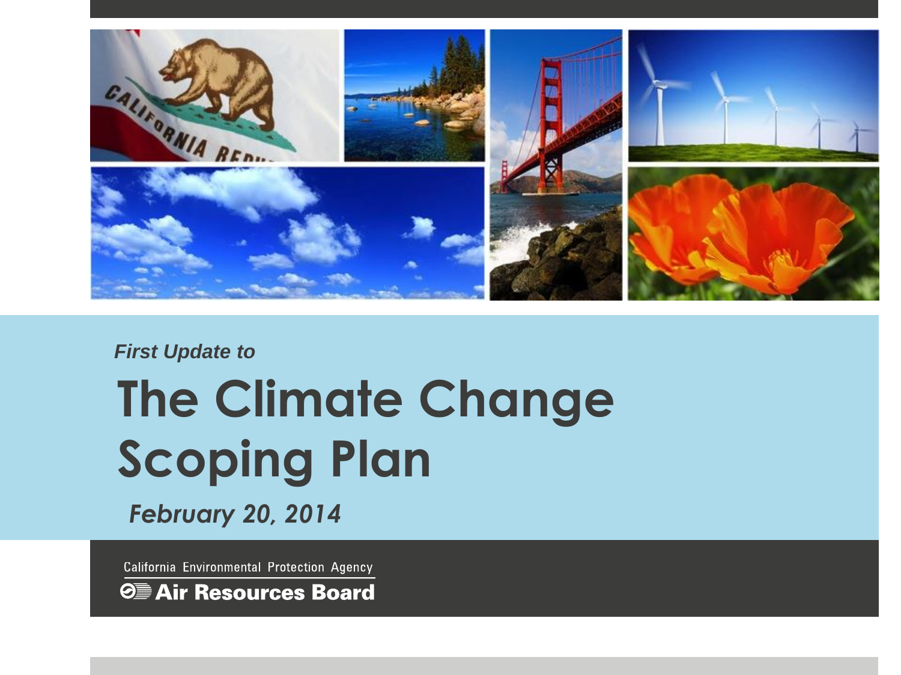*First Update to*

# The Climate Change Scoping Plan

*February 20, 2014*

California Environmental Protection Agency

**Air Resources Board**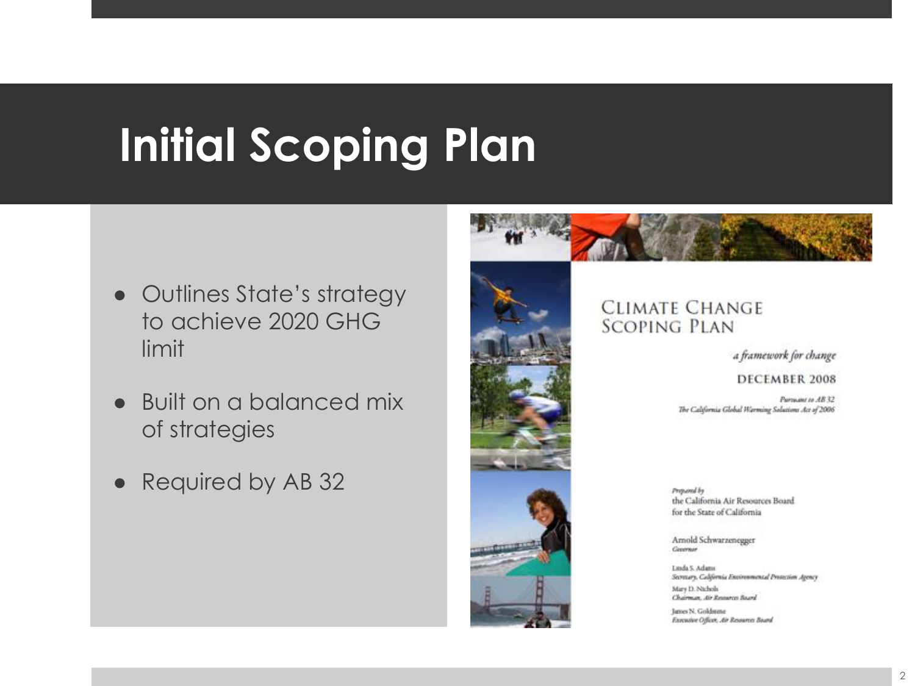# Initial Scoping Plan

- Outlines State's strategy to achieve 2020 GHG limit
- Built on a balanced mix of strategies
- Required by AB 32

CLIMATE CHANGE SCOPING PLAN

*a framework for change*

DECEMBER 2008

*Pursuant to AB 32*
*The California Global Warming Solutions Act of 2006*

*Prepared by*
the California Air Resources Board
for the State of California

Arnold Schwarzenegger
*Governor*

Linda S. Adams
*Secretary, California Environmental Protection Agency*

Mary D. Nichols
*Chairman, Air Resources Board*

James N. Goldstene
*Executive Officer, Air Resources Board*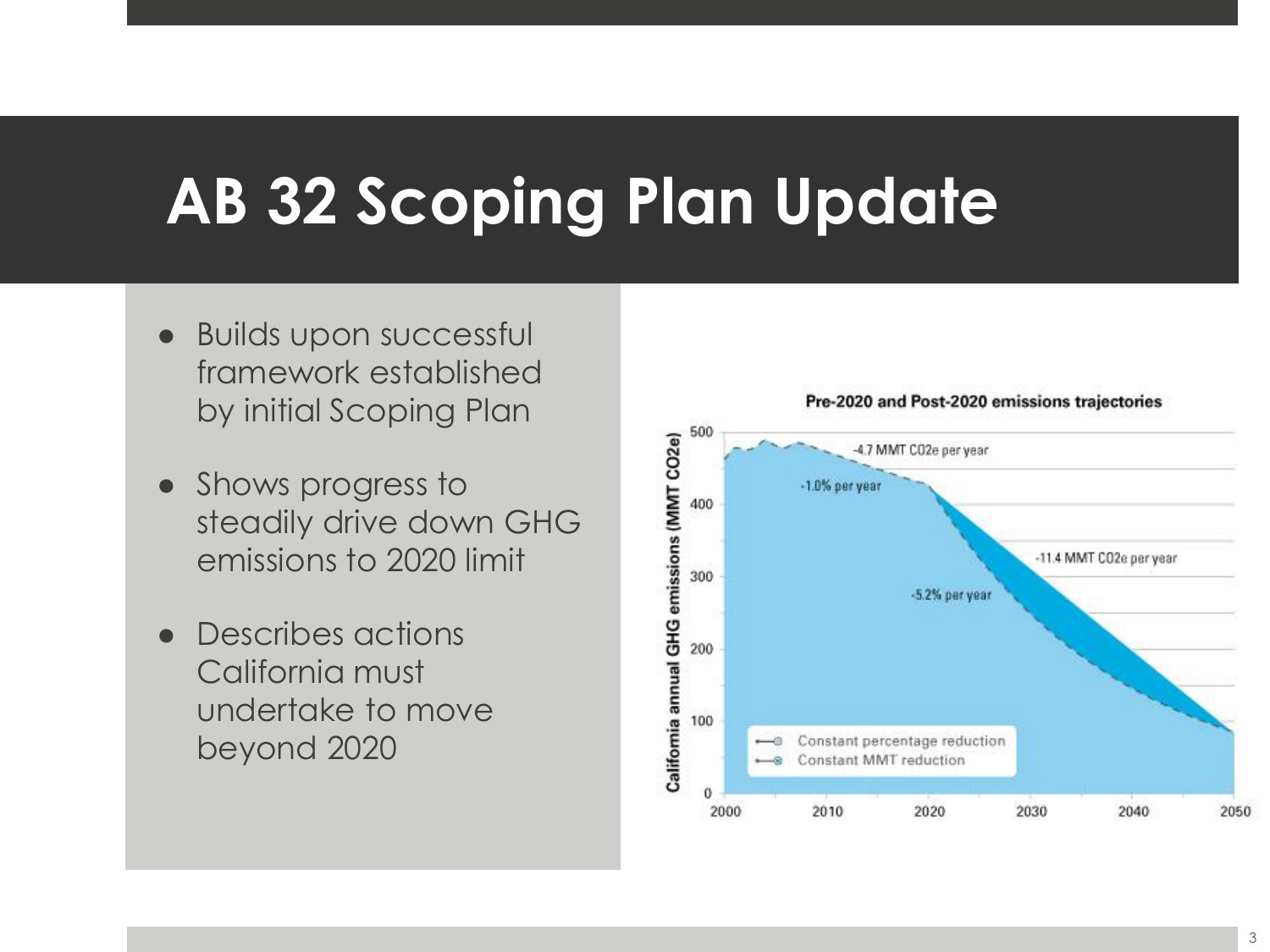# AB 32 Scoping Plan Update

- Builds upon successful framework established by initial Scoping Plan
- Shows progress to steadily drive down GHG emissions to 2020 limit
- Describes actions California must undertake to move beyond 2020

**Pre-2020 and Post-2020 emissions trajectories**

- -4.7 MMT CO2e per year
- -1.0% per year
- -11.4 MMT CO2e per year
- -5.2% per year

Legend: Constant percentage reduction; Constant MMT reduction

Y-axis: California annual GHG emissions (MMT CO2e) — 0, 100, 200, 300, 400, 500

X-axis: 2000, 2010, 2020, 2030, 2040, 2050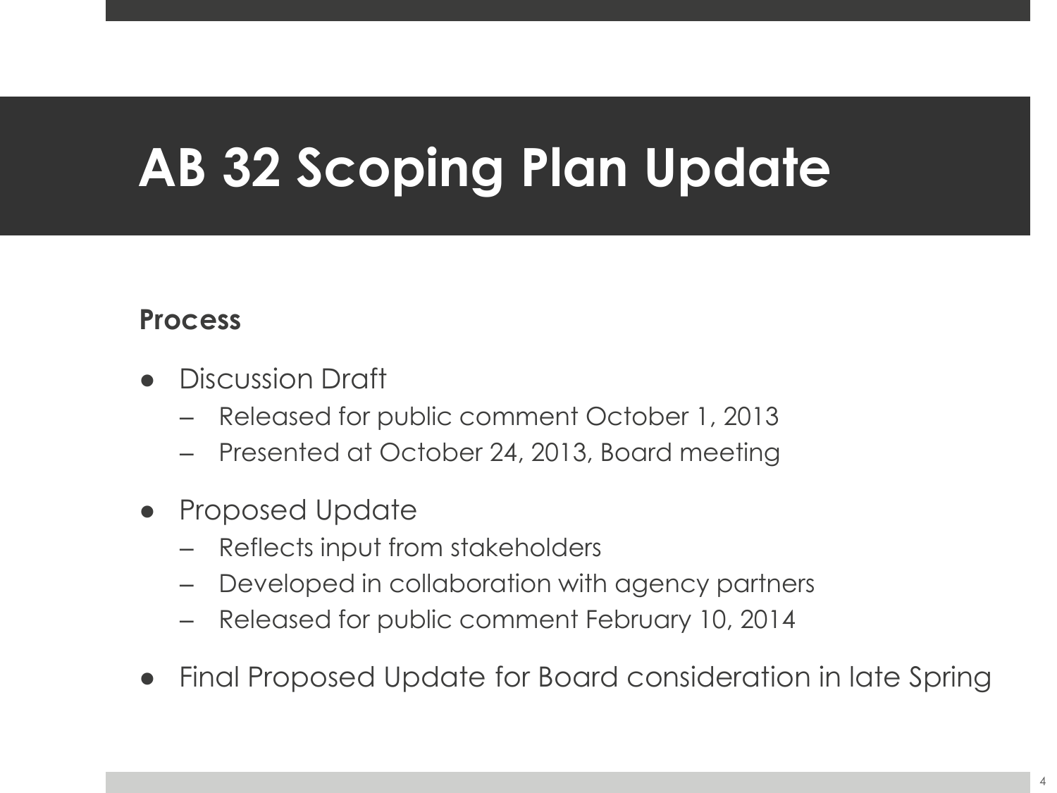# AB 32 Scoping Plan Update

**Process**

- Discussion Draft
  - Released for public comment October 1, 2013
  - Presented at October 24, 2013, Board meeting
- Proposed Update
  - Reflects input from stakeholders
  - Developed in collaboration with agency partners
  - Released for public comment February 10, 2014
- Final Proposed Update for Board consideration in late Spring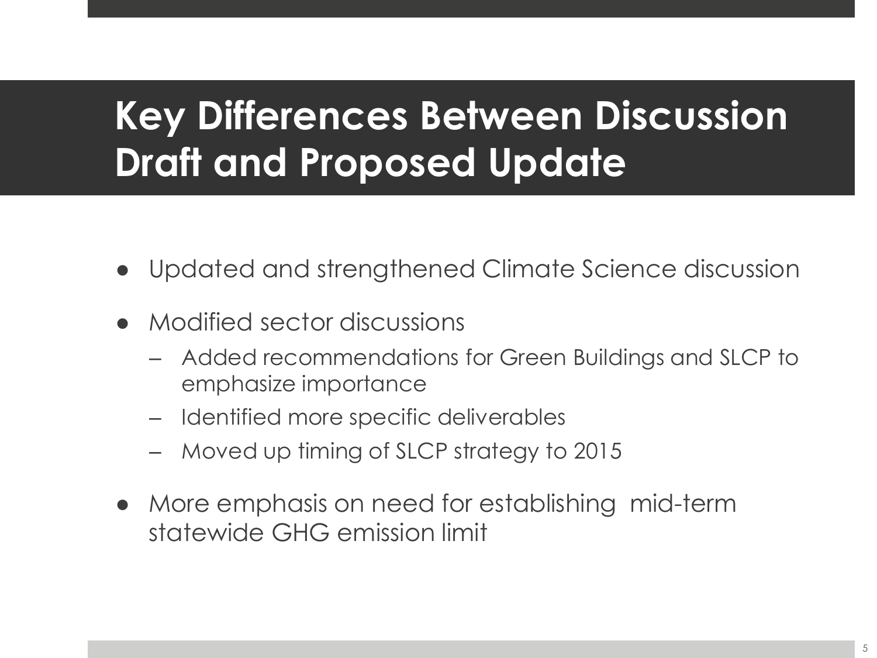# Key Differences Between Discussion Draft and Proposed Update

- Updated and strengthened Climate Science discussion
- Modified sector discussions
  - Added recommendations for Green Buildings and SLCP to emphasize importance
  - Identified more specific deliverables
  - Moved up timing of SLCP strategy to 2015
- More emphasis on need for establishing mid-term statewide GHG emission limit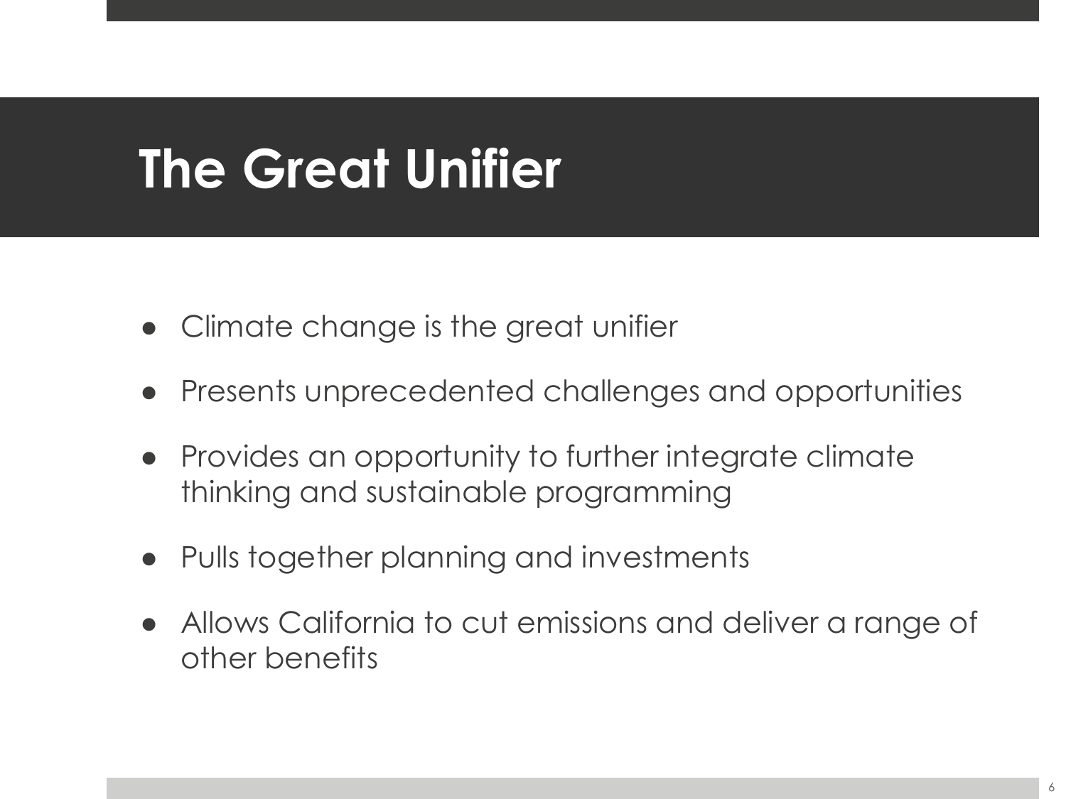# The Great Unifier

- Climate change is the great unifier
- Presents unprecedented challenges and opportunities
- Provides an opportunity to further integrate climate thinking and sustainable programming
- Pulls together planning and investments
- Allows California to cut emissions and deliver a range of other benefits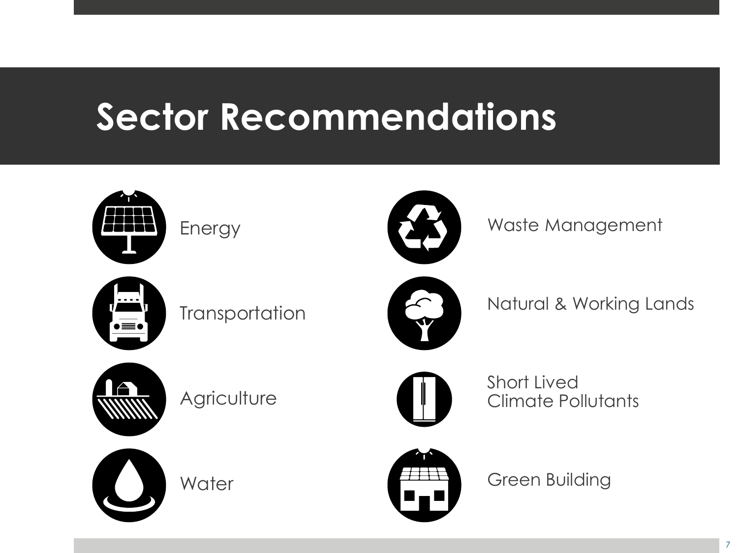# Sector Recommendations

- Energy
- Transportation
- Agriculture
- Water
- Waste Management
- Natural & Working Lands
- Short Lived Climate Pollutants
- Green Building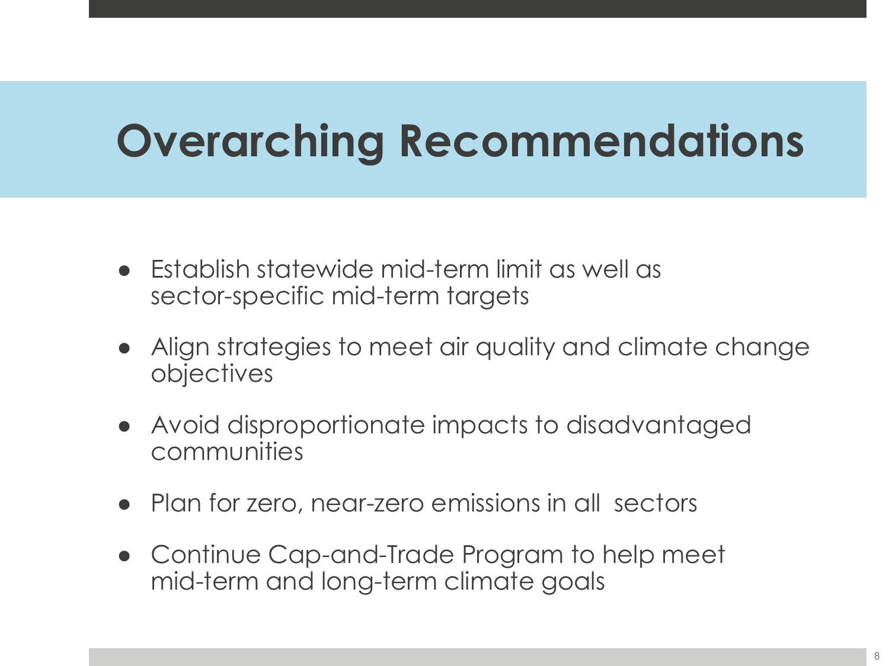# Overarching Recommendations

- Establish statewide mid-term limit as well as sector-specific mid-term targets
- Align strategies to meet air quality and climate change objectives
- Avoid disproportionate impacts to disadvantaged communities
- Plan for zero, near-zero emissions in all sectors
- Continue Cap-and-Trade Program to help meet mid-term and long-term climate goals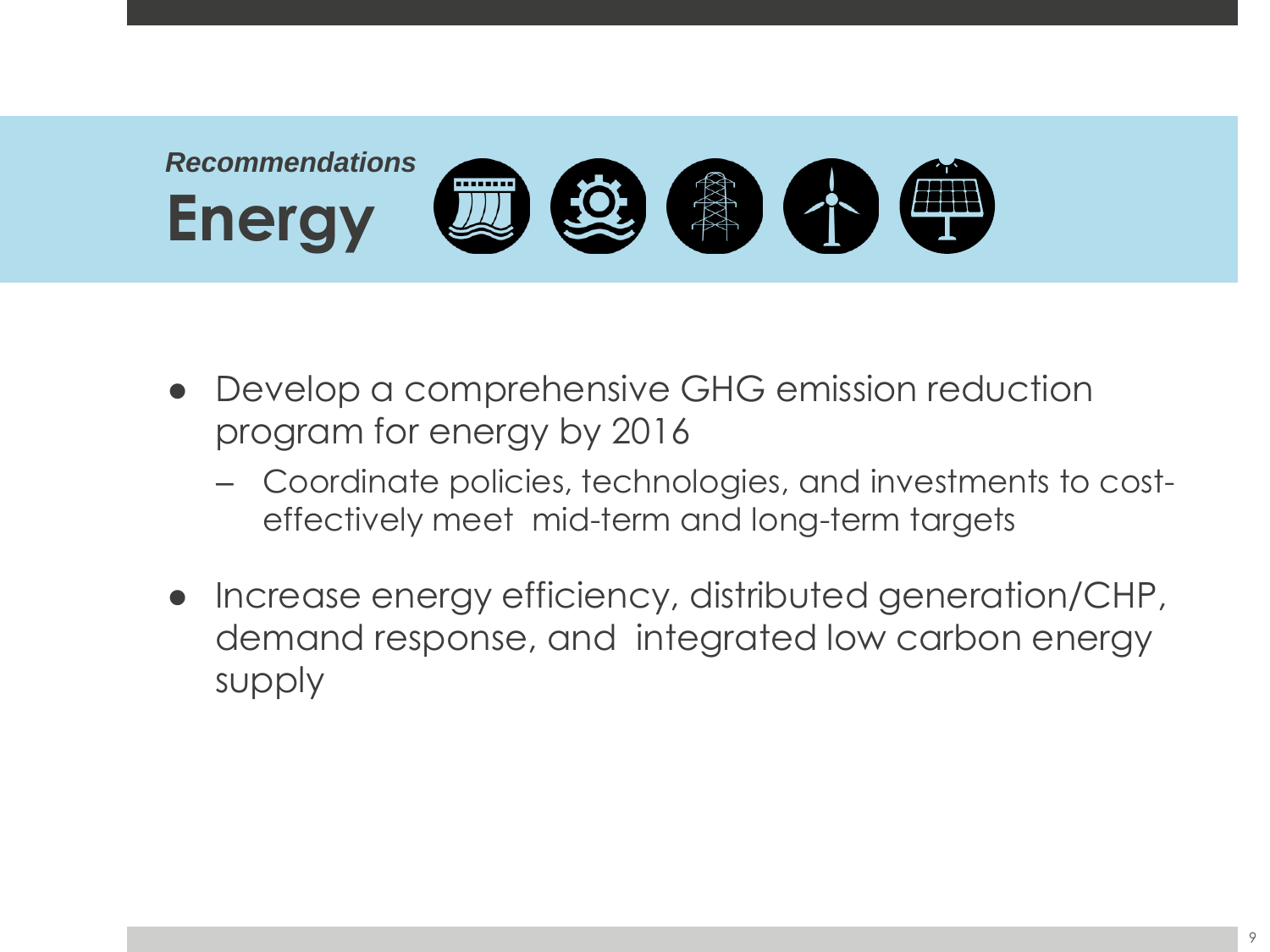*Recommendations*

# Energy

- Develop a comprehensive GHG emission reduction program for energy by 2016
  - Coordinate policies, technologies, and investments to cost-effectively meet mid-term and long-term targets
- Increase energy efficiency, distributed generation/CHP, demand response, and integrated low carbon energy supply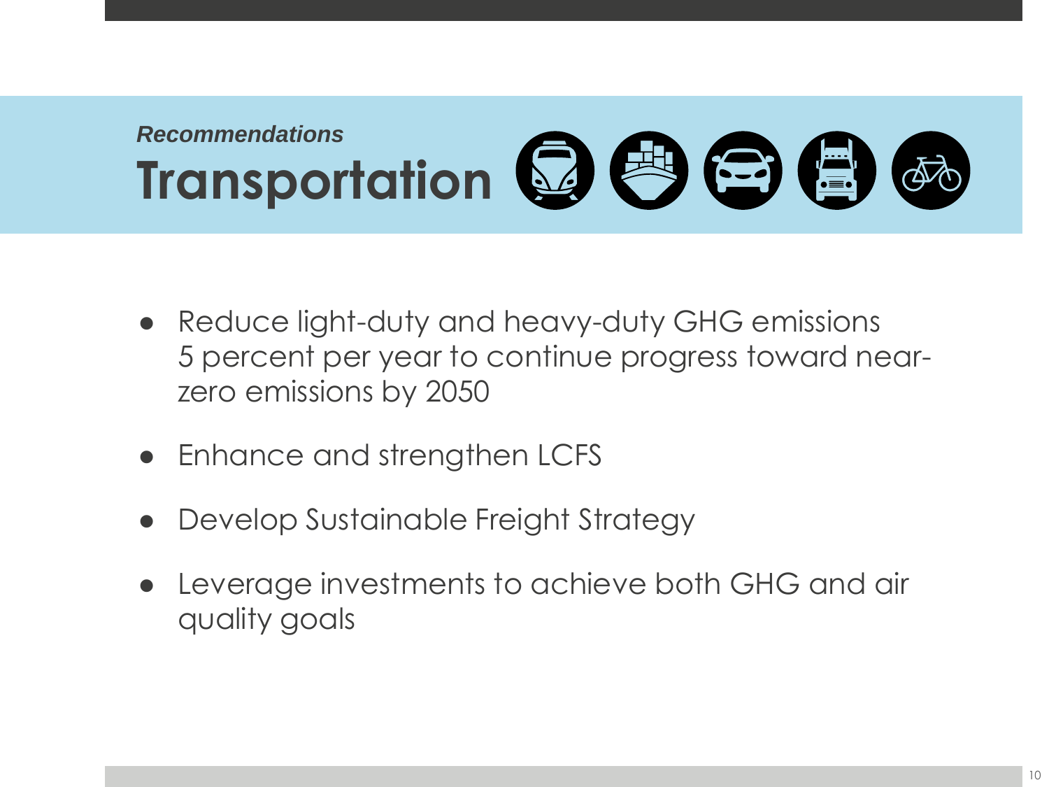*Recommendations*

# Transportation

- Reduce light-duty and heavy-duty GHG emissions 5 percent per year to continue progress toward near-zero emissions by 2050
- Enhance and strengthen LCFS
- Develop Sustainable Freight Strategy
- Leverage investments to achieve both GHG and air quality goals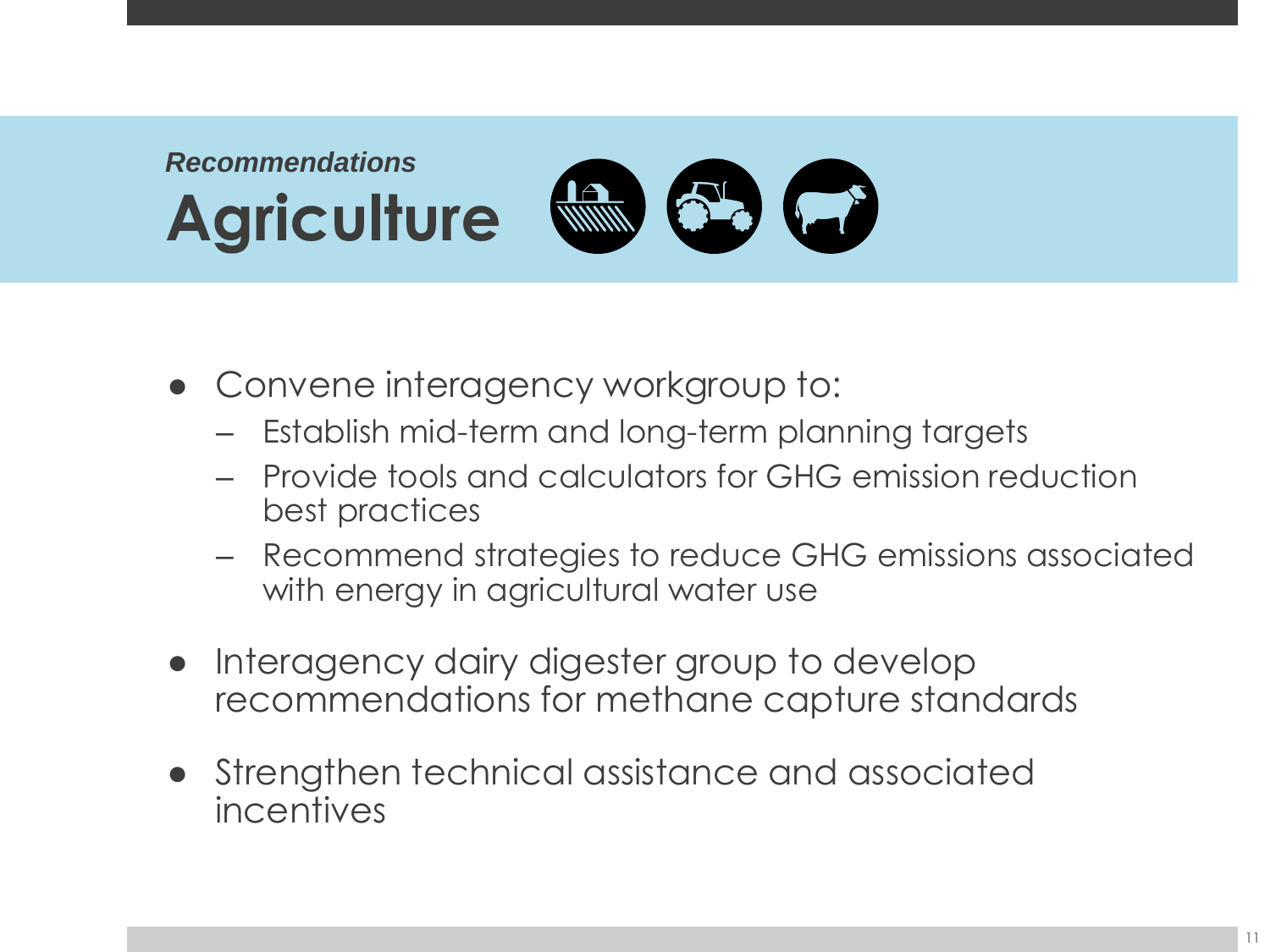*Recommendations*

# Agriculture

- Convene interagency workgroup to:
  - Establish mid-term and long-term planning targets
  - Provide tools and calculators for GHG emission reduction best practices
  - Recommend strategies to reduce GHG emissions associated with energy in agricultural water use
- Interagency dairy digester group to develop recommendations for methane capture standards
- Strengthen technical assistance and associated incentives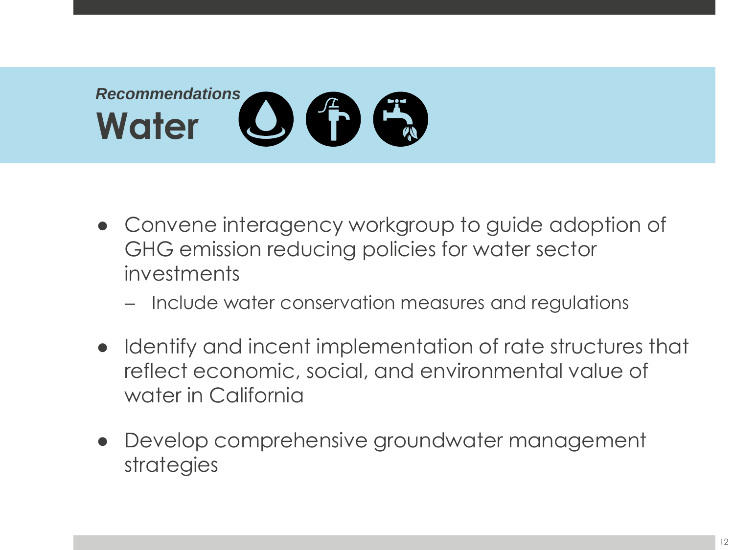*Recommendations*

# Water

- Convene interagency workgroup to guide adoption of GHG emission reducing policies for water sector investments
  - Include water conservation measures and regulations
- Identify and incent implementation of rate structures that reflect economic, social, and environmental value of water in California
- Develop comprehensive groundwater management strategies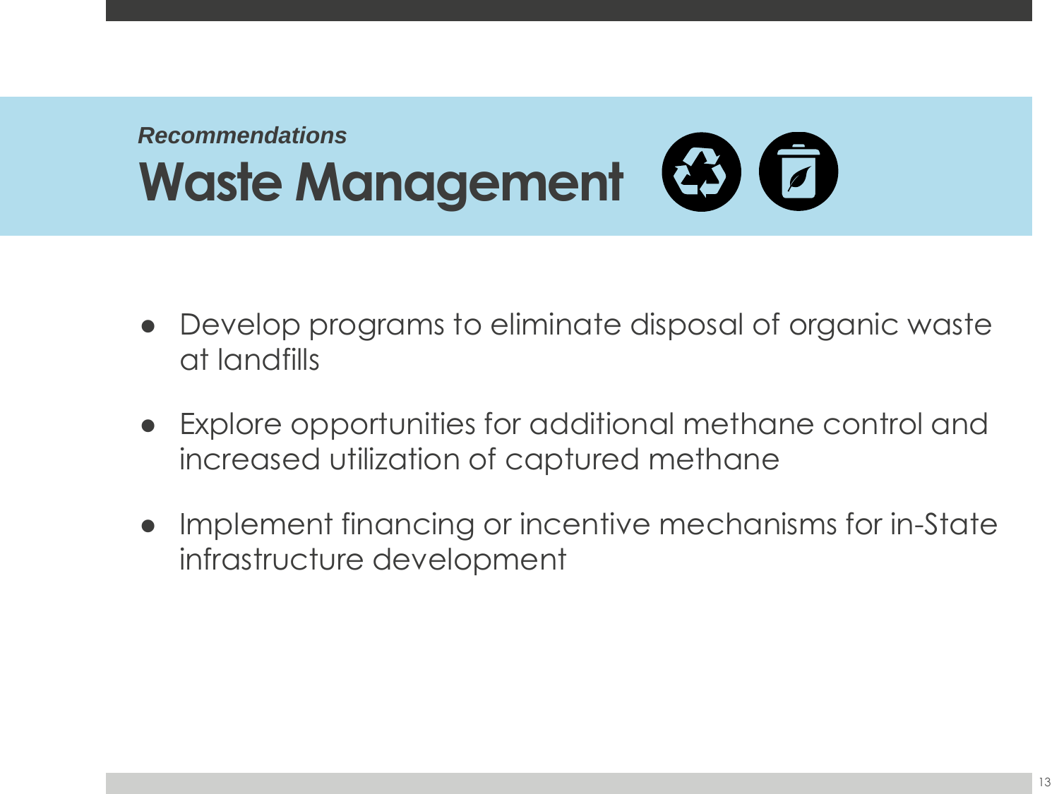*Recommendations*

# Waste Management

- Develop programs to eliminate disposal of organic waste at landfills
- Explore opportunities for additional methane control and increased utilization of captured methane
- Implement financing or incentive mechanisms for in-State infrastructure development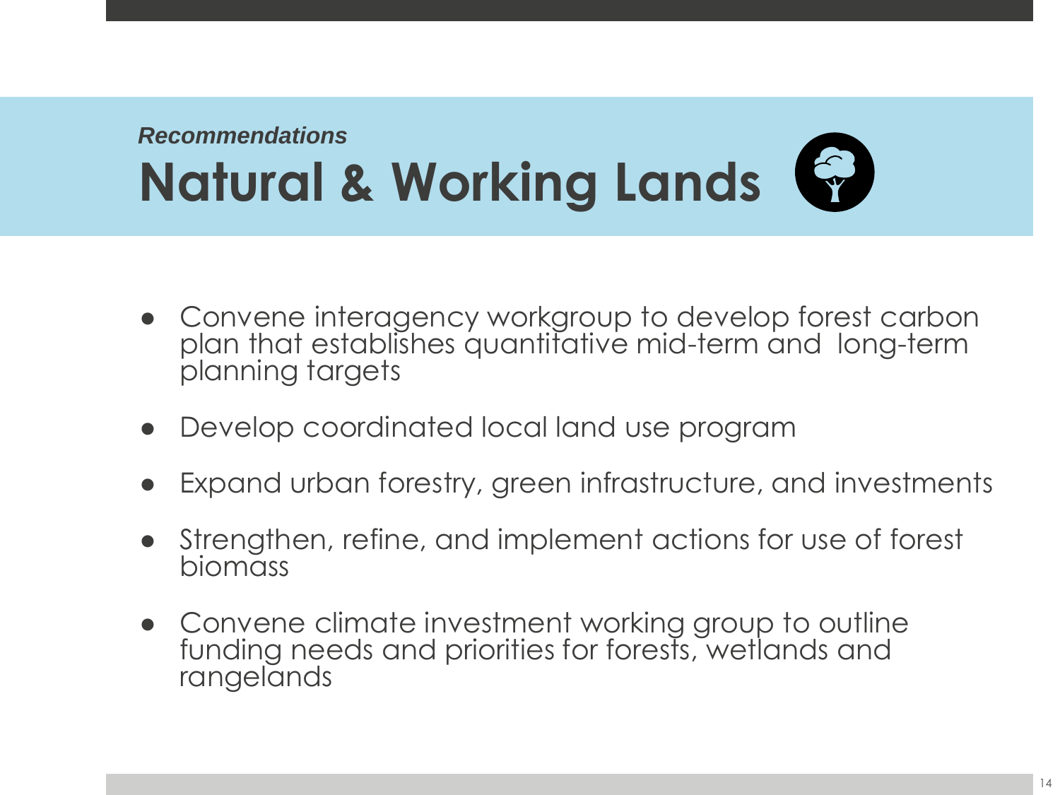*Recommendations*

# Natural & Working Lands

- Convene interagency workgroup to develop forest carbon plan that establishes quantitative mid-term and long-term planning targets
- Develop coordinated local land use program
- Expand urban forestry, green infrastructure, and investments
- Strengthen, refine, and implement actions for use of forest biomass
- Convene climate investment working group to outline funding needs and priorities for forests, wetlands and rangelands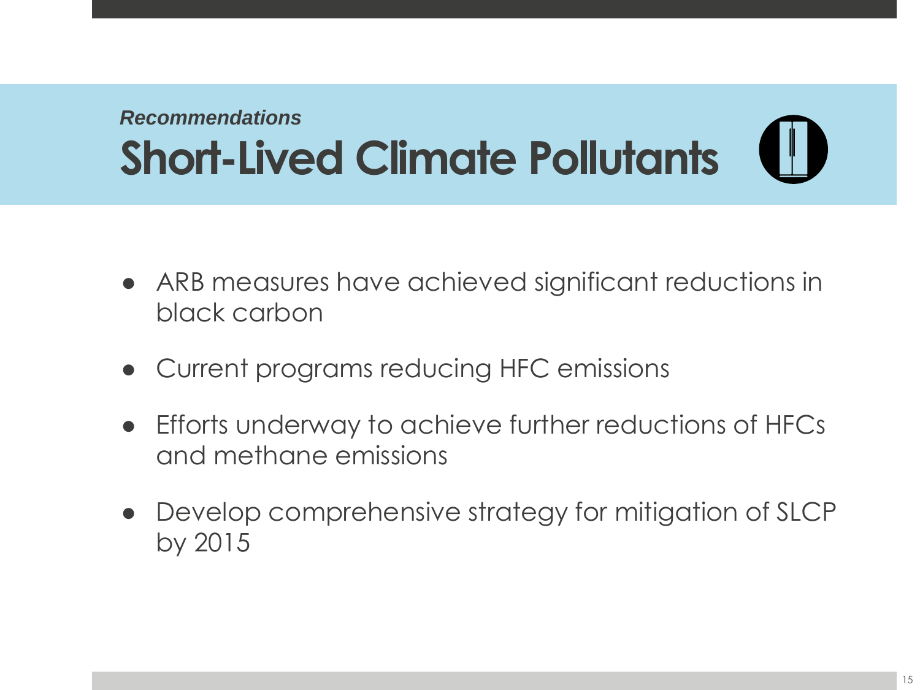*Recommendations*

# Short-Lived Climate Pollutants

- ARB measures have achieved significant reductions in black carbon
- Current programs reducing HFC emissions
- Efforts underway to achieve further reductions of HFCs and methane emissions
- Develop comprehensive strategy for mitigation of SLCP by 2015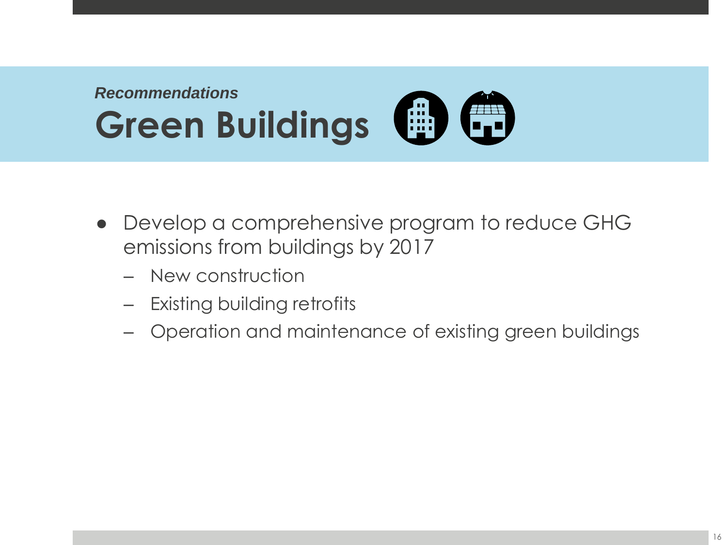*Recommendations*

# Green Buildings

- Develop a comprehensive program to reduce GHG emissions from buildings by 2017
  - New construction
  - Existing building retrofits
  - Operation and maintenance of existing green buildings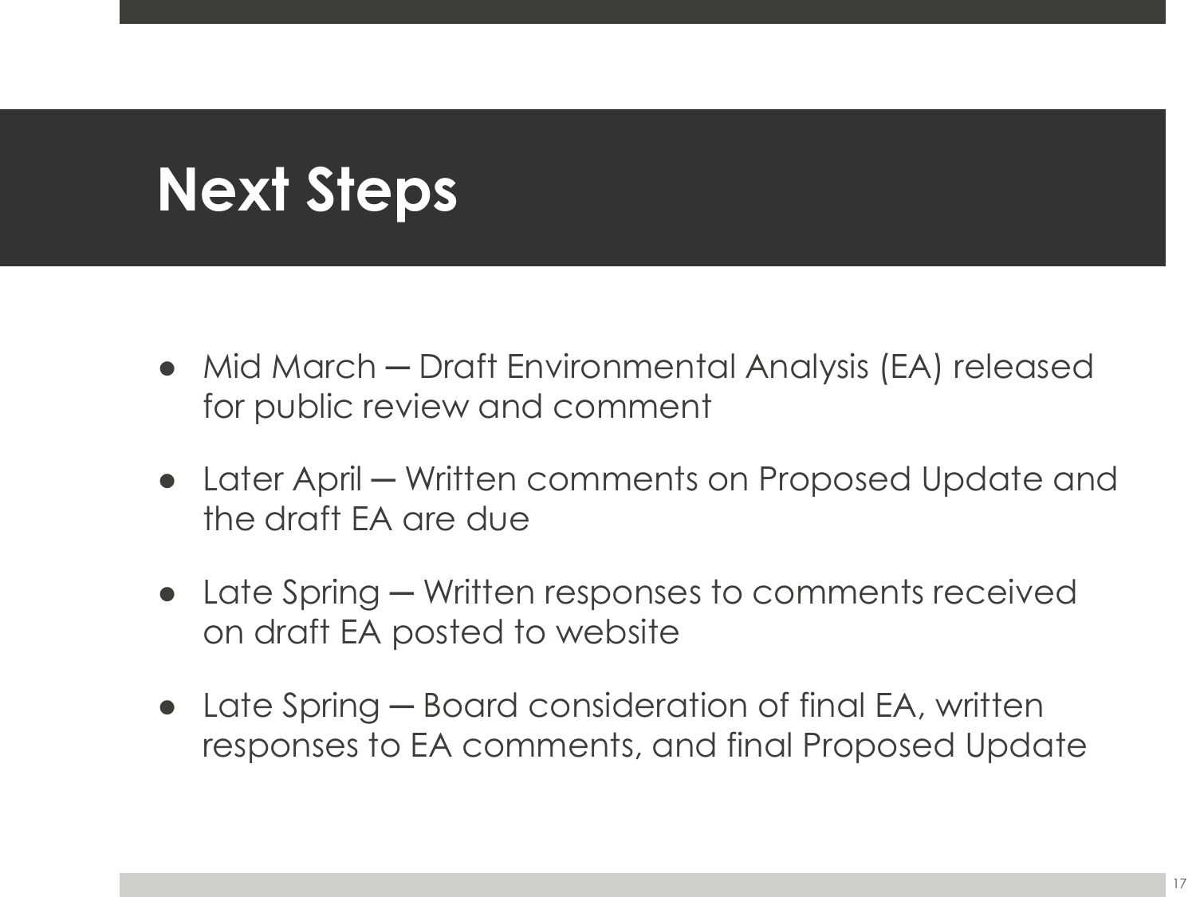# Next Steps

- Mid March ─ Draft Environmental Analysis (EA) released for public review and comment
- Later April ─ Written comments on Proposed Update and the draft EA are due
- Late Spring ─ Written responses to comments received on draft EA posted to website
- Late Spring ─ Board consideration of final EA, written responses to EA comments, and final Proposed Update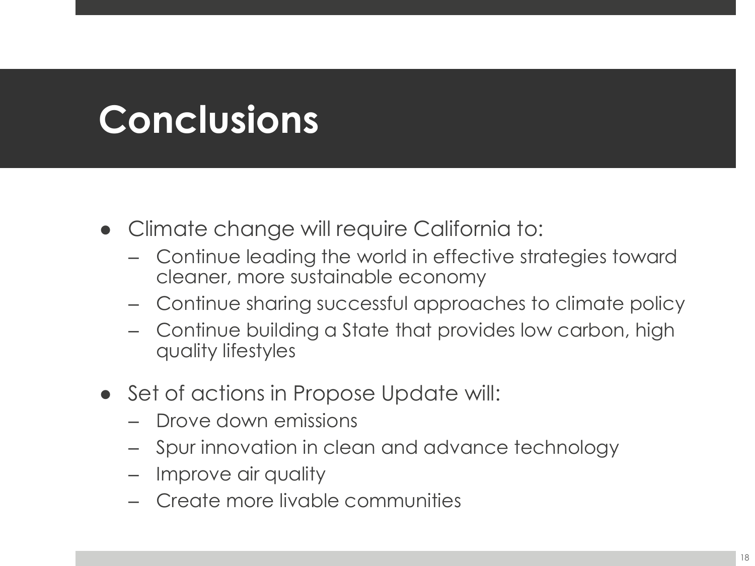# Conclusions

- Climate change will require California to:
  - Continue leading the world in effective strategies toward cleaner, more sustainable economy
  - Continue sharing successful approaches to climate policy
  - Continue building a State that provides low carbon, high quality lifestyles
- Set of actions in Propose Update will:
  - Drove down emissions
  - Spur innovation in clean and advance technology
  - Improve air quality
  - Create more livable communities